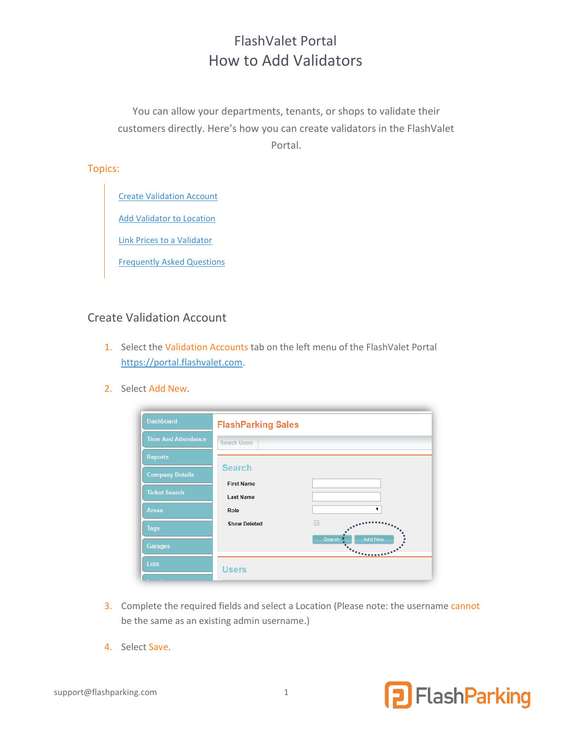# FlashValet Portal
# How to Add Validators

You can allow your departments, tenants, or shops to validate their customers directly. Here's how you can create validators in the FlashValet Portal.

Topics:

- Create Validation Account
- Add Validator to Location
- Link Prices to a Validator
- Frequently Asked Questions

## Create Validation Account

1. Select the Validation Accounts tab on the left menu of the FlashValet Portal https://portal.flashvalet.com.

2. Select Add New.

3. Complete the required fields and select a Location (Please note: the username cannot be the same as an existing admin username.)

4. Select Save.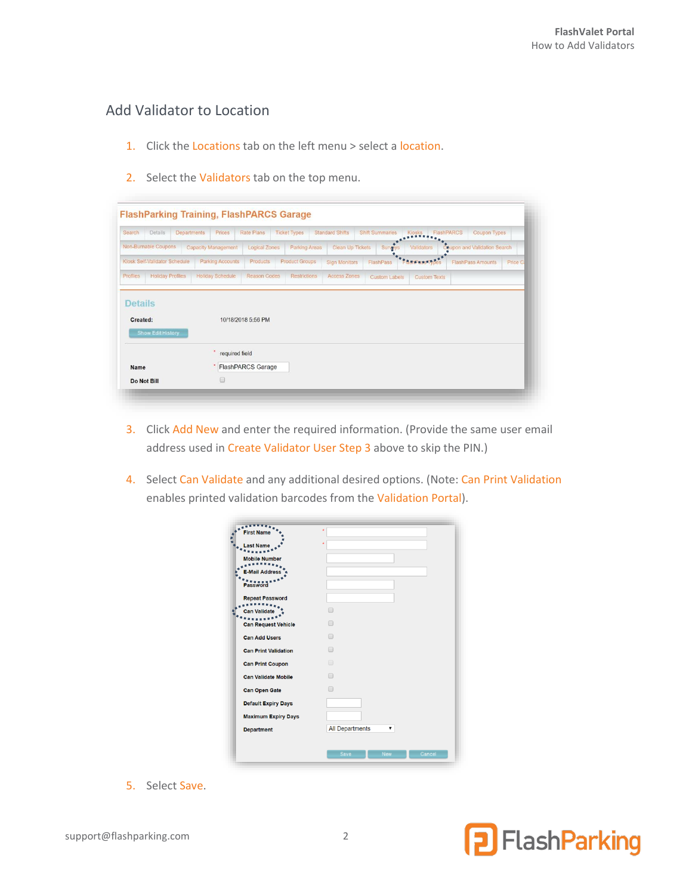## Add Validator to Location

1. Click the Locations tab on the left menu > select a location.

2. Select the Validators tab on the top menu.

3. Click Add New and enter the required information. (Provide the same user email address used in Create Validator User Step 3 above to skip the PIN.)

4. Select Can Validate and any additional desired options. (Note: Can Print Validation enables printed validation barcodes from the Validation Portal).

5. Select Save.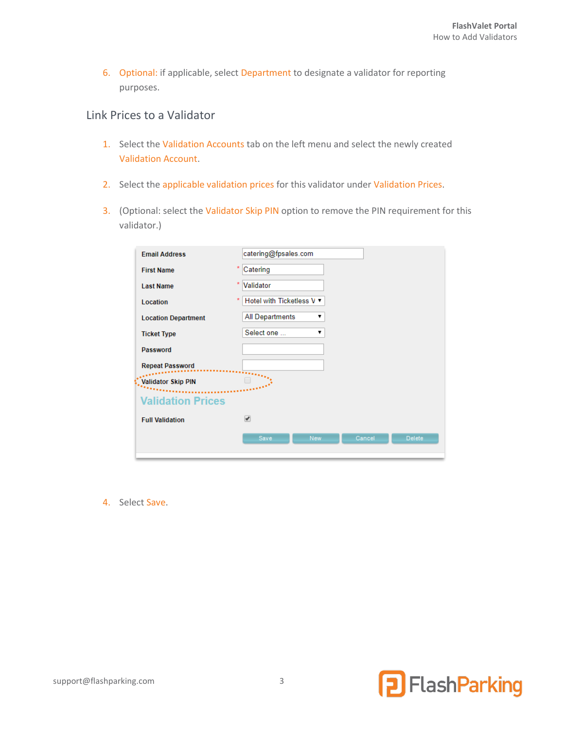6. Optional: if applicable, select Department to designate a validator for reporting purposes.

## Link Prices to a Validator

1. Select the Validation Accounts tab on the left menu and select the newly created Validation Account.

2. Select the applicable validation prices for this validator under Validation Prices.

3. (Optional: select the Validator Skip PIN option to remove the PIN requirement for this validator.)

| Field | Value |
| --- | --- |
| Email Address | catering@fpsales.com |
| First Name * | Catering |
| Last Name * | Validator |
| Location * | Hotel with Ticketless V |
| Location Department | All Departments |
| Ticket Type | Select one ... |
| Password | |
| Repeat Password | |
| Validator Skip PIN | ☐ |

**Validation Prices**

| Field | Value |
| --- | --- |
| Full Validation | ☑ |

Save | New | Cancel | Delete

4. Select Save.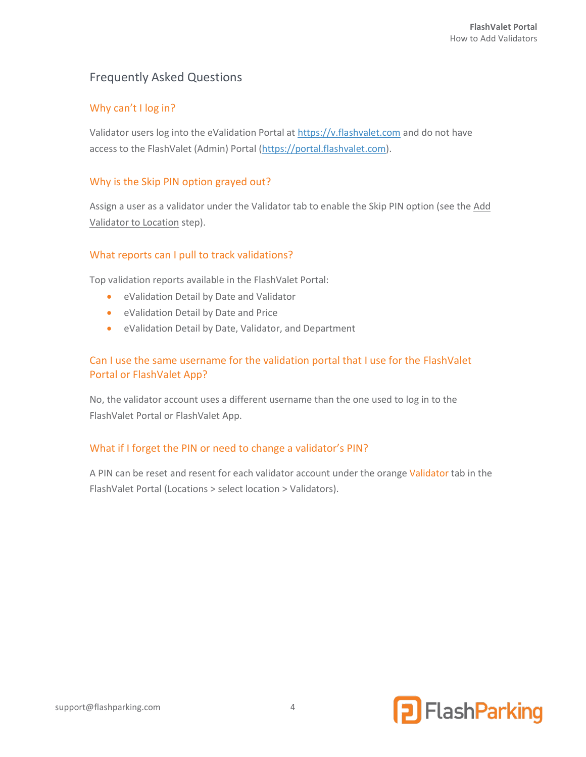## Frequently Asked Questions

### Why can't I log in?

Validator users log into the eValidation Portal at [https://v.flashvalet.com](https://v.flashvalet.com) and do not have access to the FlashValet (Admin) Portal ([https://portal.flashvalet.com](https://portal.flashvalet.com)).

### Why is the Skip PIN option grayed out?

Assign a user as a validator under the Validator tab to enable the Skip PIN option (see the Add Validator to Location step).

### What reports can I pull to track validations?

Top validation reports available in the FlashValet Portal:

- eValidation Detail by Date and Validator
- eValidation Detail by Date and Price
- eValidation Detail by Date, Validator, and Department

### Can I use the same username for the validation portal that I use for the FlashValet Portal or FlashValet App?

No, the validator account uses a different username than the one used to log in to the FlashValet Portal or FlashValet App.

### What if I forget the PIN or need to change a validator's PIN?

A PIN can be reset and resent for each validator account under the orange Validator tab in the FlashValet Portal (Locations > select location > Validators).